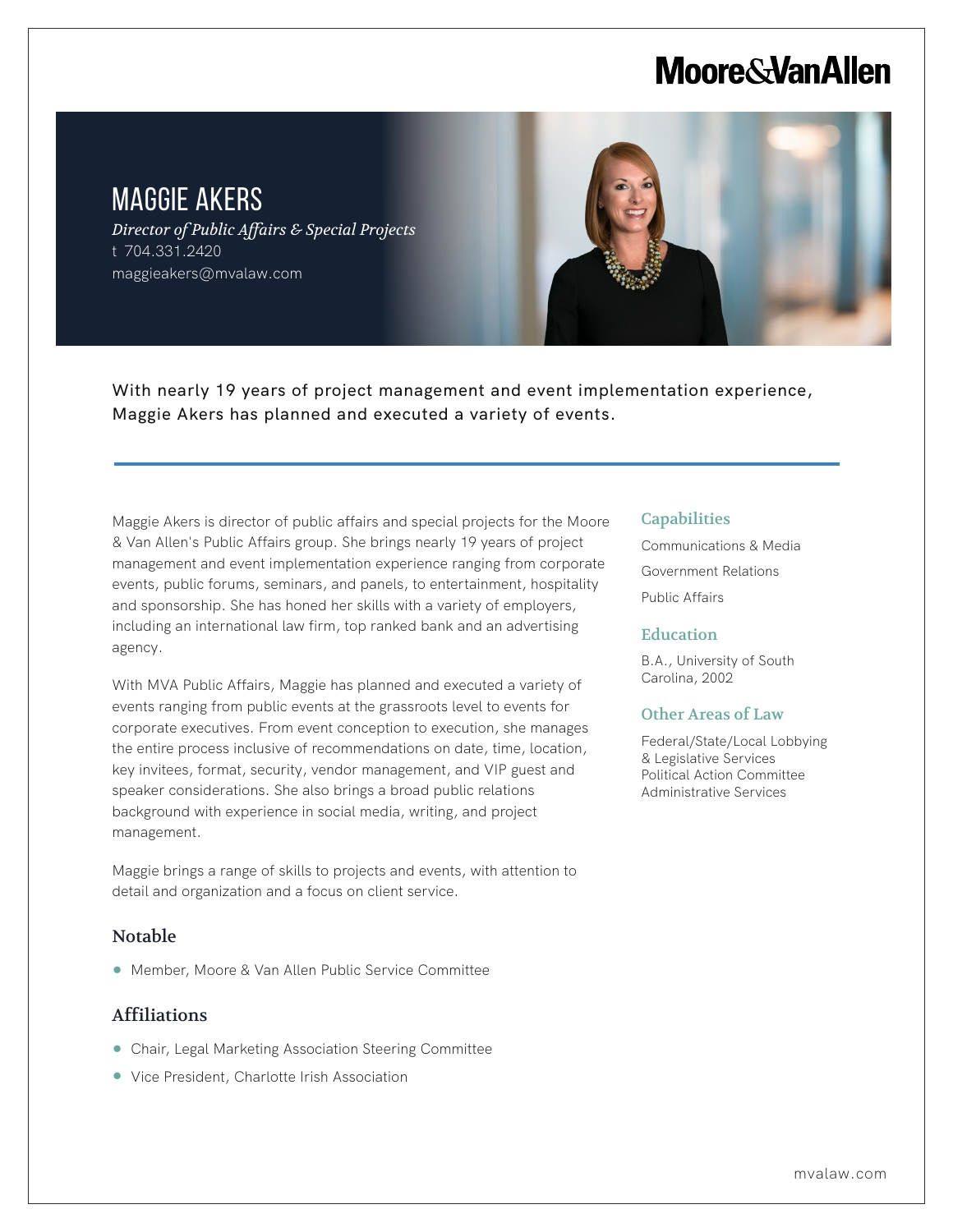Moore & Van Allen

# MAGGIE AKERS

*Director of Public Affairs & Special Projects*

t 704.331.2420

maggieakers@mvalaw.com

With nearly 19 years of project management and event implementation experience, Maggie Akers has planned and executed a variety of events.

Maggie Akers is director of public affairs and special projects for the Moore & Van Allen's Public Affairs group. She brings nearly 19 years of project management and event implementation experience ranging from corporate events, public forums, seminars, and panels, to entertainment, hospitality and sponsorship. She has honed her skills with a variety of employers, including an international law firm, top ranked bank and an advertising agency.

With MVA Public Affairs, Maggie has planned and executed a variety of events ranging from public events at the grassroots level to events for corporate executives. From event conception to execution, she manages the entire process inclusive of recommendations on date, time, location, key invitees, format, security, vendor management, and VIP guest and speaker considerations. She also brings a broad public relations background with experience in social media, writing, and project management.

Maggie brings a range of skills to projects and events, with attention to detail and organization and a focus on client service.

## Notable

- Member, Moore & Van Allen Public Service Committee

## Affiliations

- Chair, Legal Marketing Association Steering Committee
- Vice President, Charlotte Irish Association

## Capabilities

Communications & Media

Government Relations

Public Affairs

## Education

B.A., University of South Carolina, 2002

## Other Areas of Law

Federal/State/Local Lobbying & Legislative Services

Political Action Committee Administrative Services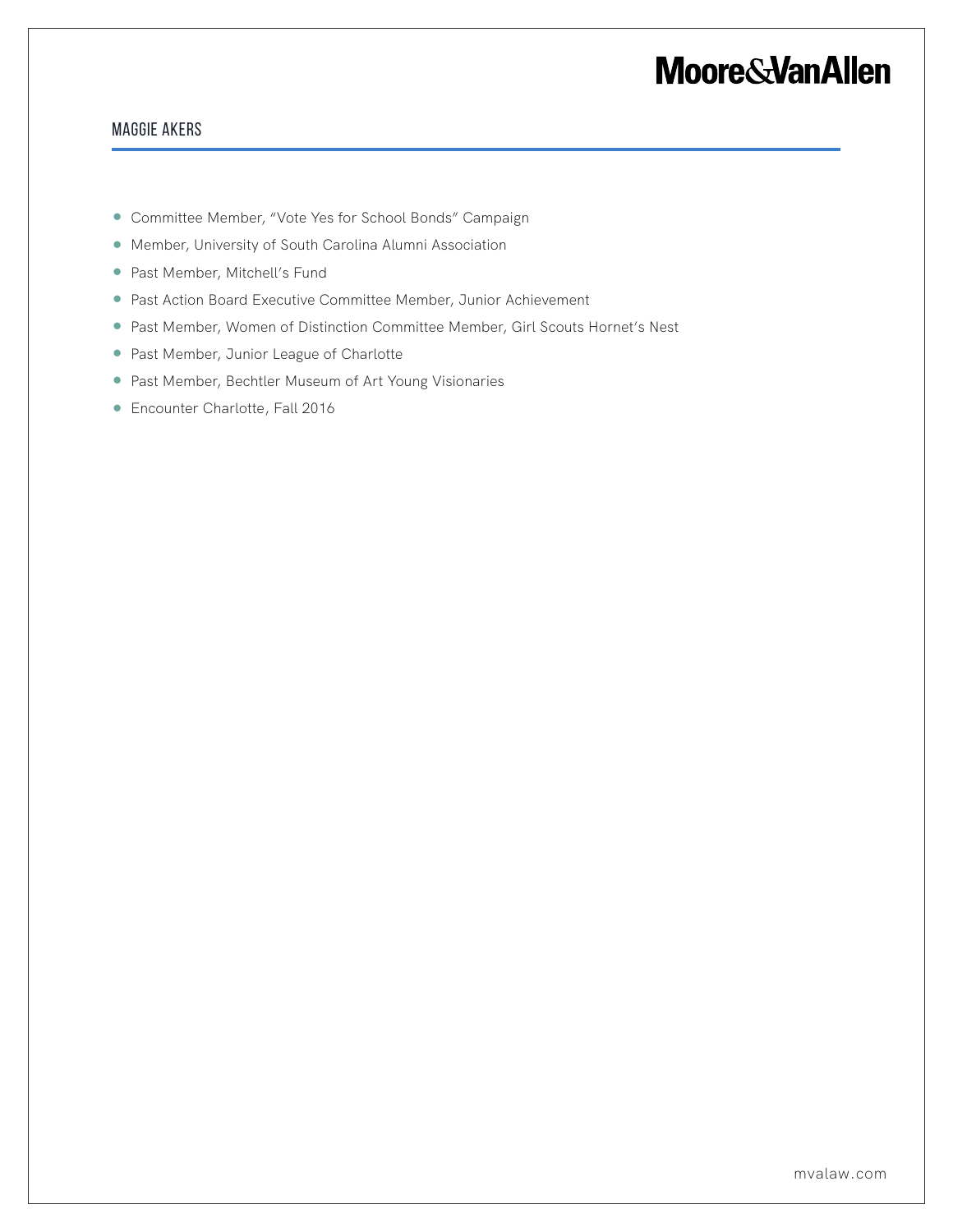- Committee Member, “Vote Yes for School Bonds” Campaign
- Member, University of South Carolina Alumni Association
- Past Member, Mitchell’s Fund
- Past Action Board Executive Committee Member, Junior Achievement
- Past Member, Women of Distinction Committee Member, Girl Scouts Hornet’s Nest
- Past Member, Junior League of Charlotte
- Past Member, Bechtler Museum of Art Young Visionaries
- Encounter Charlotte, Fall 2016